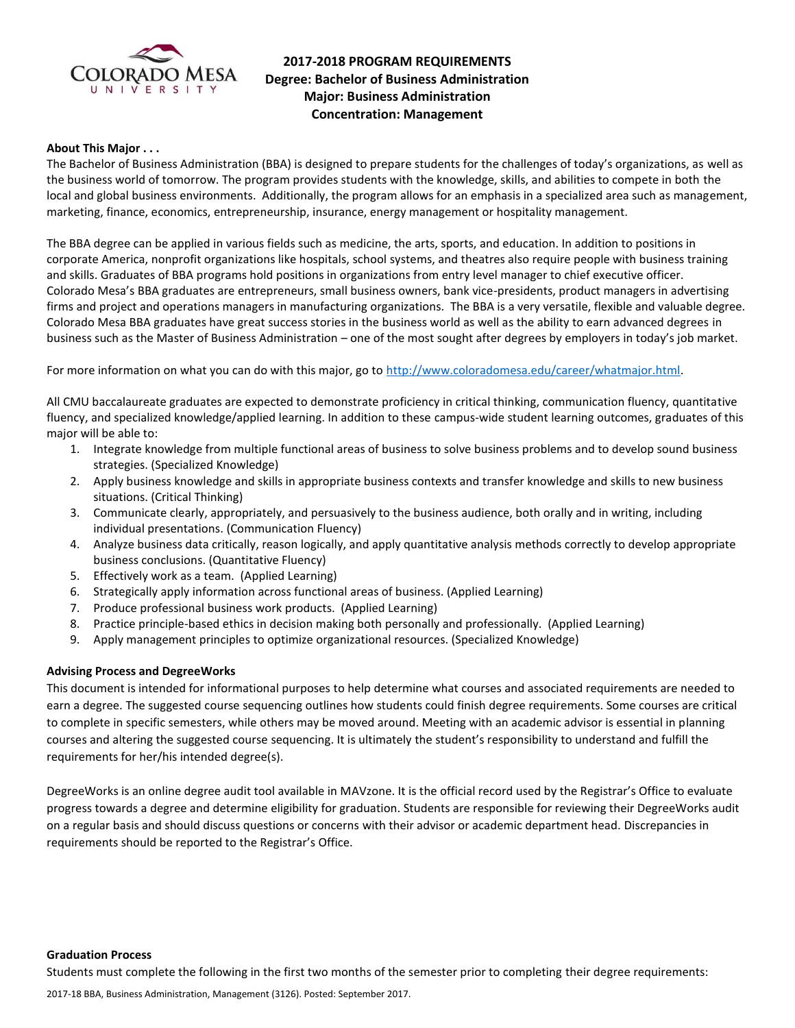# 2017-2018 PROGRAM REQUIREMENTS
## Degree: Bachelor of Business Administration
## Major: Business Administration
## Concentration: Management

**About This Major . . .**

The Bachelor of Business Administration (BBA) is designed to prepare students for the challenges of today's organizations, as well as the business world of tomorrow. The program provides students with the knowledge, skills, and abilities to compete in both the local and global business environments. Additionally, the program allows for an emphasis in a specialized area such as management, marketing, finance, economics, entrepreneurship, insurance, energy management or hospitality management.

The BBA degree can be applied in various fields such as medicine, the arts, sports, and education. In addition to positions in corporate America, nonprofit organizations like hospitals, school systems, and theatres also require people with business training and skills. Graduates of BBA programs hold positions in organizations from entry level manager to chief executive officer. Colorado Mesa's BBA graduates are entrepreneurs, small business owners, bank vice-presidents, product managers in advertising firms and project and operations managers in manufacturing organizations. The BBA is a very versatile, flexible and valuable degree. Colorado Mesa BBA graduates have great success stories in the business world as well as the ability to earn advanced degrees in business such as the Master of Business Administration – one of the most sought after degrees by employers in today's job market.

For more information on what you can do with this major, go to http://www.coloradomesa.edu/career/whatmajor.html.

All CMU baccalaureate graduates are expected to demonstrate proficiency in critical thinking, communication fluency, quantitative fluency, and specialized knowledge/applied learning. In addition to these campus-wide student learning outcomes, graduates of this major will be able to:

1. Integrate knowledge from multiple functional areas of business to solve business problems and to develop sound business strategies. (Specialized Knowledge)
2. Apply business knowledge and skills in appropriate business contexts and transfer knowledge and skills to new business situations. (Critical Thinking)
3. Communicate clearly, appropriately, and persuasively to the business audience, both orally and in writing, including individual presentations. (Communication Fluency)
4. Analyze business data critically, reason logically, and apply quantitative analysis methods correctly to develop appropriate business conclusions. (Quantitative Fluency)
5. Effectively work as a team. (Applied Learning)
6. Strategically apply information across functional areas of business. (Applied Learning)
7. Produce professional business work products. (Applied Learning)
8. Practice principle-based ethics in decision making both personally and professionally. (Applied Learning)
9. Apply management principles to optimize organizational resources. (Specialized Knowledge)

**Advising Process and DegreeWorks**

This document is intended for informational purposes to help determine what courses and associated requirements are needed to earn a degree. The suggested course sequencing outlines how students could finish degree requirements. Some courses are critical to complete in specific semesters, while others may be moved around. Meeting with an academic advisor is essential in planning courses and altering the suggested course sequencing. It is ultimately the student's responsibility to understand and fulfill the requirements for her/his intended degree(s).

DegreeWorks is an online degree audit tool available in MAVzone. It is the official record used by the Registrar's Office to evaluate progress towards a degree and determine eligibility for graduation. Students are responsible for reviewing their DegreeWorks audit on a regular basis and should discuss questions or concerns with their advisor or academic department head. Discrepancies in requirements should be reported to the Registrar's Office.

**Graduation Process**

Students must complete the following in the first two months of the semester prior to completing their degree requirements: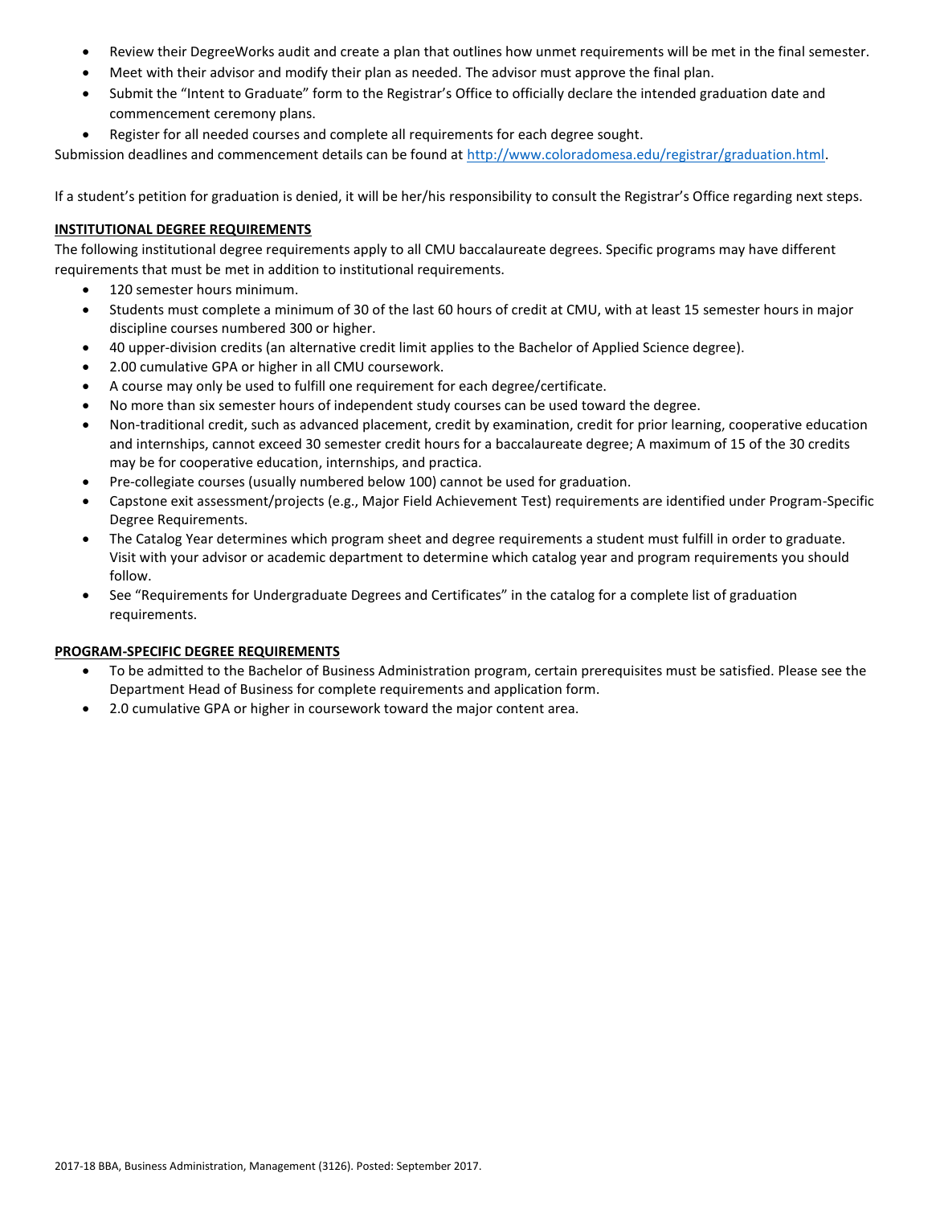- Review their DegreeWorks audit and create a plan that outlines how unmet requirements will be met in the final semester.
- Meet with their advisor and modify their plan as needed. The advisor must approve the final plan.
- Submit the "Intent to Graduate" form to the Registrar's Office to officially declare the intended graduation date and commencement ceremony plans.
- Register for all needed courses and complete all requirements for each degree sought.

Submission deadlines and commencement details can be found at http://www.coloradomesa.edu/registrar/graduation.html.

If a student's petition for graduation is denied, it will be her/his responsibility to consult the Registrar's Office regarding next steps.

**INSTITUTIONAL DEGREE REQUIREMENTS**

The following institutional degree requirements apply to all CMU baccalaureate degrees. Specific programs may have different requirements that must be met in addition to institutional requirements.

- 120 semester hours minimum.
- Students must complete a minimum of 30 of the last 60 hours of credit at CMU, with at least 15 semester hours in major discipline courses numbered 300 or higher.
- 40 upper-division credits (an alternative credit limit applies to the Bachelor of Applied Science degree).
- 2.00 cumulative GPA or higher in all CMU coursework.
- A course may only be used to fulfill one requirement for each degree/certificate.
- No more than six semester hours of independent study courses can be used toward the degree.
- Non-traditional credit, such as advanced placement, credit by examination, credit for prior learning, cooperative education and internships, cannot exceed 30 semester credit hours for a baccalaureate degree; A maximum of 15 of the 30 credits may be for cooperative education, internships, and practica.
- Pre-collegiate courses (usually numbered below 100) cannot be used for graduation.
- Capstone exit assessment/projects (e.g., Major Field Achievement Test) requirements are identified under Program-Specific Degree Requirements.
- The Catalog Year determines which program sheet and degree requirements a student must fulfill in order to graduate. Visit with your advisor or academic department to determine which catalog year and program requirements you should follow.
- See "Requirements for Undergraduate Degrees and Certificates" in the catalog for a complete list of graduation requirements.

**PROGRAM-SPECIFIC DEGREE REQUIREMENTS**

- To be admitted to the Bachelor of Business Administration program, certain prerequisites must be satisfied. Please see the Department Head of Business for complete requirements and application form.
- 2.0 cumulative GPA or higher in coursework toward the major content area.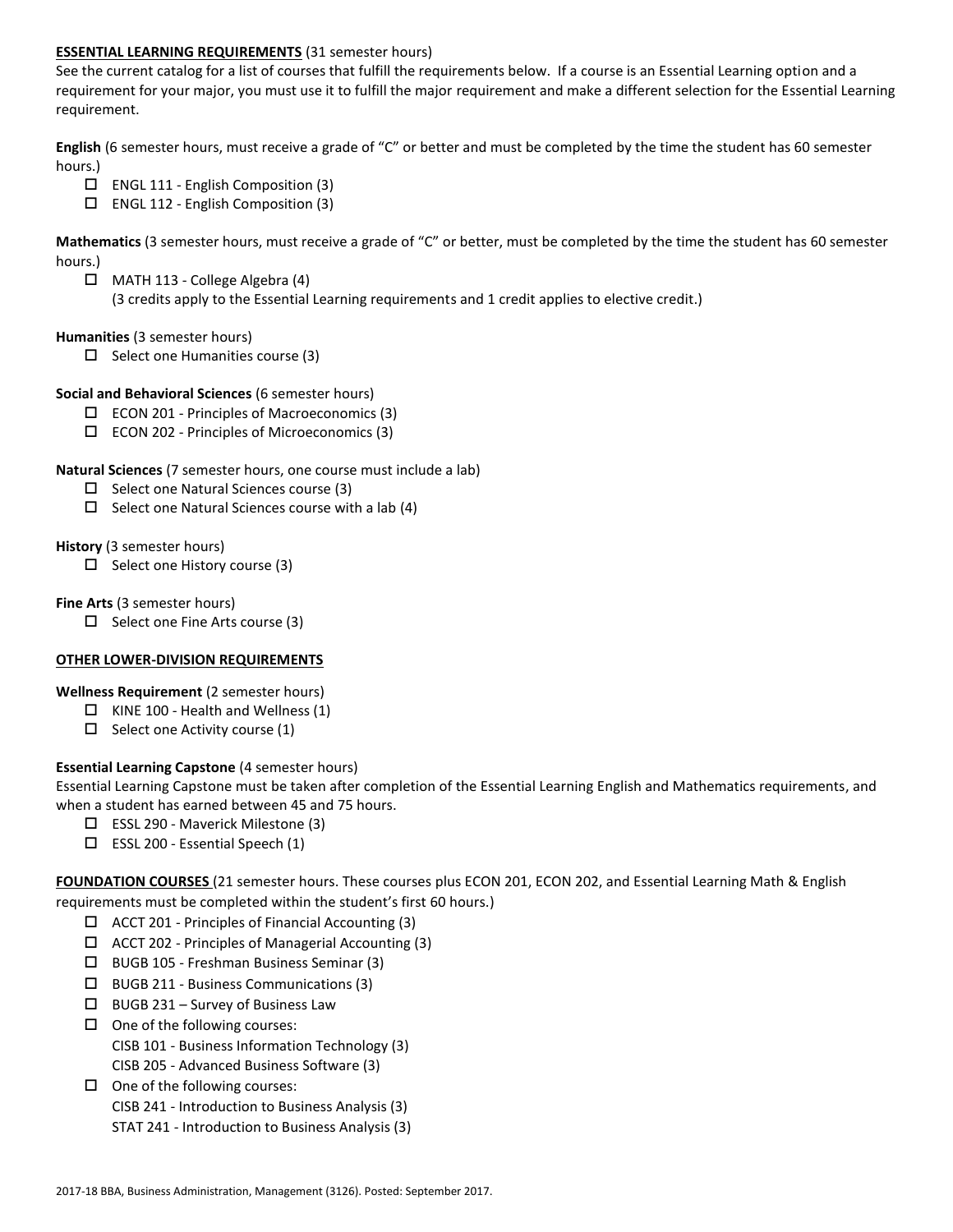**ESSENTIAL LEARNING REQUIREMENTS** (31 semester hours)

See the current catalog for a list of courses that fulfill the requirements below. If a course is an Essential Learning option and a requirement for your major, you must use it to fulfill the major requirement and make a different selection for the Essential Learning requirement.

**English** (6 semester hours, must receive a grade of "C" or better and must be completed by the time the student has 60 semester hours.)

- ☐ ENGL 111 - English Composition (3)
- ☐ ENGL 112 - English Composition (3)

**Mathematics** (3 semester hours, must receive a grade of "C" or better, must be completed by the time the student has 60 semester hours.)

- ☐ MATH 113 - College Algebra (4)
  (3 credits apply to the Essential Learning requirements and 1 credit applies to elective credit.)

**Humanities** (3 semester hours)

- ☐ Select one Humanities course (3)

**Social and Behavioral Sciences** (6 semester hours)

- ☐ ECON 201 - Principles of Macroeconomics (3)
- ☐ ECON 202 - Principles of Microeconomics (3)

**Natural Sciences** (7 semester hours, one course must include a lab)

- ☐ Select one Natural Sciences course (3)
- ☐ Select one Natural Sciences course with a lab (4)

**History** (3 semester hours)

- ☐ Select one History course (3)

**Fine Arts** (3 semester hours)

- ☐ Select one Fine Arts course (3)

**OTHER LOWER-DIVISION REQUIREMENTS**

**Wellness Requirement** (2 semester hours)

- ☐ KINE 100 - Health and Wellness (1)
- ☐ Select one Activity course (1)

**Essential Learning Capstone** (4 semester hours)

Essential Learning Capstone must be taken after completion of the Essential Learning English and Mathematics requirements, and when a student has earned between 45 and 75 hours.

- ☐ ESSL 290 - Maverick Milestone (3)
- ☐ ESSL 200 - Essential Speech (1)

**FOUNDATION COURSES** (21 semester hours. These courses plus ECON 201, ECON 202, and Essential Learning Math & English requirements must be completed within the student's first 60 hours.)

- ☐ ACCT 201 - Principles of Financial Accounting (3)
- ☐ ACCT 202 - Principles of Managerial Accounting (3)
- ☐ BUGB 105 - Freshman Business Seminar (3)
- ☐ BUGB 211 - Business Communications (3)
- ☐ BUGB 231 – Survey of Business Law
- ☐ One of the following courses:
  CISB 101 - Business Information Technology (3)
  CISB 205 - Advanced Business Software (3)
- ☐ One of the following courses:
  CISB 241 - Introduction to Business Analysis (3)
  STAT 241 - Introduction to Business Analysis (3)

2017-18 BBA, Business Administration, Management (3126). Posted: September 2017.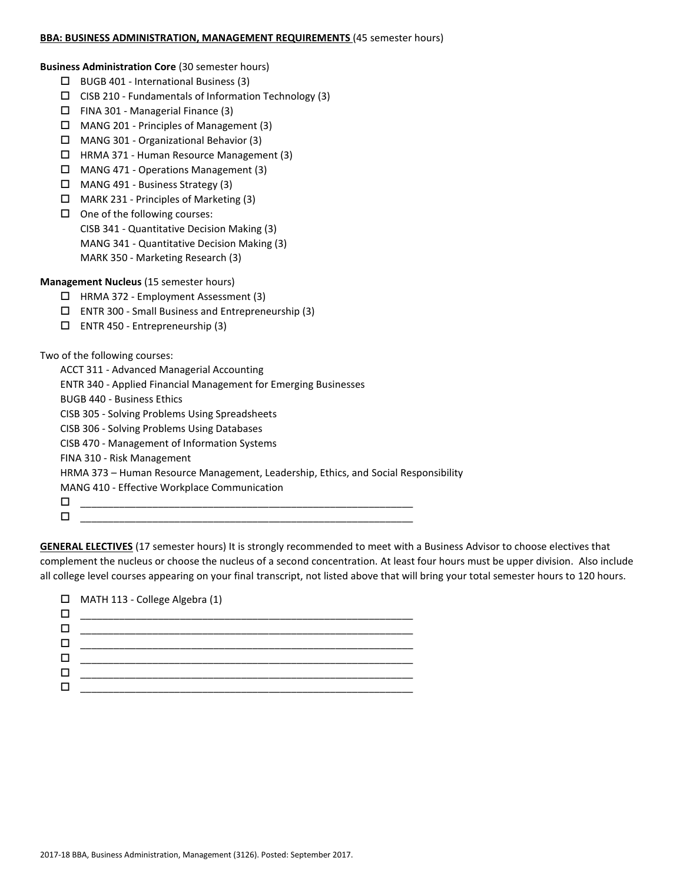**BBA: BUSINESS ADMINISTRATION, MANAGEMENT REQUIREMENTS** (45 semester hours)

**Business Administration Core** (30 semester hours)

- ☐ BUGB 401 - International Business (3)
- ☐ CISB 210 - Fundamentals of Information Technology (3)
- ☐ FINA 301 - Managerial Finance (3)
- ☐ MANG 201 - Principles of Management (3)
- ☐ MANG 301 - Organizational Behavior (3)
- ☐ HRMA 371 - Human Resource Management (3)
- ☐ MANG 471 - Operations Management (3)
- ☐ MANG 491 - Business Strategy (3)
- ☐ MARK 231 - Principles of Marketing (3)
- ☐ One of the following courses:
  CISB 341 - Quantitative Decision Making (3)
  MANG 341 - Quantitative Decision Making (3)
  MARK 350 - Marketing Research (3)

**Management Nucleus** (15 semester hours)

- ☐ HRMA 372 - Employment Assessment (3)
- ☐ ENTR 300 - Small Business and Entrepreneurship (3)
- ☐ ENTR 450 - Entrepreneurship (3)

Two of the following courses:

ACCT 311 - Advanced Managerial Accounting
ENTR 340 - Applied Financial Management for Emerging Businesses
BUGB 440 - Business Ethics
CISB 305 - Solving Problems Using Spreadsheets
CISB 306 - Solving Problems Using Databases
CISB 470 - Management of Information Systems
FINA 310 - Risk Management
HRMA 373 – Human Resource Management, Leadership, Ethics, and Social Responsibility
MANG 410 - Effective Workplace Communication

- ☐ ____________________________________________________________
- ☐ ____________________________________________________________

**GENERAL ELECTIVES** (17 semester hours) It is strongly recommended to meet with a Business Advisor to choose electives that complement the nucleus or choose the nucleus of a second concentration. At least four hours must be upper division. Also include all college level courses appearing on your final transcript, not listed above that will bring your total semester hours to 120 hours.

- ☐ MATH 113 - College Algebra (1)
- ☐ ____________________________________________________________
- ☐ ____________________________________________________________
- ☐ ____________________________________________________________
- ☐ ____________________________________________________________
- ☐ ____________________________________________________________
- ☐ ____________________________________________________________

2017-18 BBA, Business Administration, Management (3126). Posted: September 2017.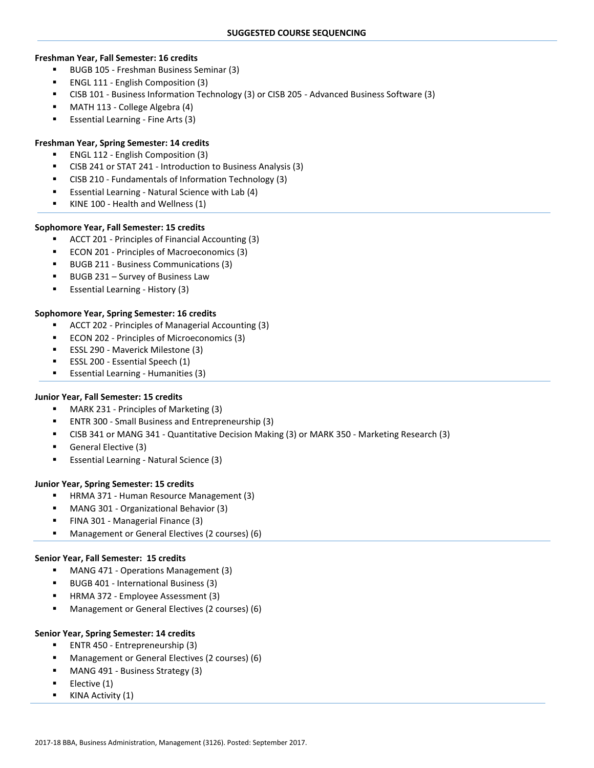## SUGGESTED COURSE SEQUENCING

**Freshman Year, Fall Semester: 16 credits**

- BUGB 105 - Freshman Business Seminar (3)
- ENGL 111 - English Composition (3)
- CISB 101 - Business Information Technology (3) or CISB 205 - Advanced Business Software (3)
- MATH 113 - College Algebra (4)
- Essential Learning - Fine Arts (3)

**Freshman Year, Spring Semester: 14 credits**

- ENGL 112 - English Composition (3)
- CISB 241 or STAT 241 - Introduction to Business Analysis (3)
- CISB 210 - Fundamentals of Information Technology (3)
- Essential Learning - Natural Science with Lab (4)
- KINE 100 - Health and Wellness (1)

**Sophomore Year, Fall Semester: 15 credits**

- ACCT 201 - Principles of Financial Accounting (3)
- ECON 201 - Principles of Macroeconomics (3)
- BUGB 211 - Business Communications (3)
- BUGB 231 – Survey of Business Law
- Essential Learning - History (3)

**Sophomore Year, Spring Semester: 16 credits**

- ACCT 202 - Principles of Managerial Accounting (3)
- ECON 202 - Principles of Microeconomics (3)
- ESSL 290 - Maverick Milestone (3)
- ESSL 200 - Essential Speech (1)
- Essential Learning - Humanities (3)

**Junior Year, Fall Semester: 15 credits**

- MARK 231 - Principles of Marketing (3)
- ENTR 300 - Small Business and Entrepreneurship (3)
- CISB 341 or MANG 341 - Quantitative Decision Making (3) or MARK 350 - Marketing Research (3)
- General Elective (3)
- Essential Learning - Natural Science (3)

**Junior Year, Spring Semester: 15 credits**

- HRMA 371 - Human Resource Management (3)
- MANG 301 - Organizational Behavior (3)
- FINA 301 - Managerial Finance (3)
- Management or General Electives (2 courses) (6)

**Senior Year, Fall Semester: 15 credits**

- MANG 471 - Operations Management (3)
- BUGB 401 - International Business (3)
- HRMA 372 - Employee Assessment (3)
- Management or General Electives (2 courses) (6)

**Senior Year, Spring Semester: 14 credits**

- ENTR 450 - Entrepreneurship (3)
- Management or General Electives (2 courses) (6)
- MANG 491 - Business Strategy (3)
- Elective (1)
- KINA Activity (1)

2017-18 BBA, Business Administration, Management (3126). Posted: September 2017.